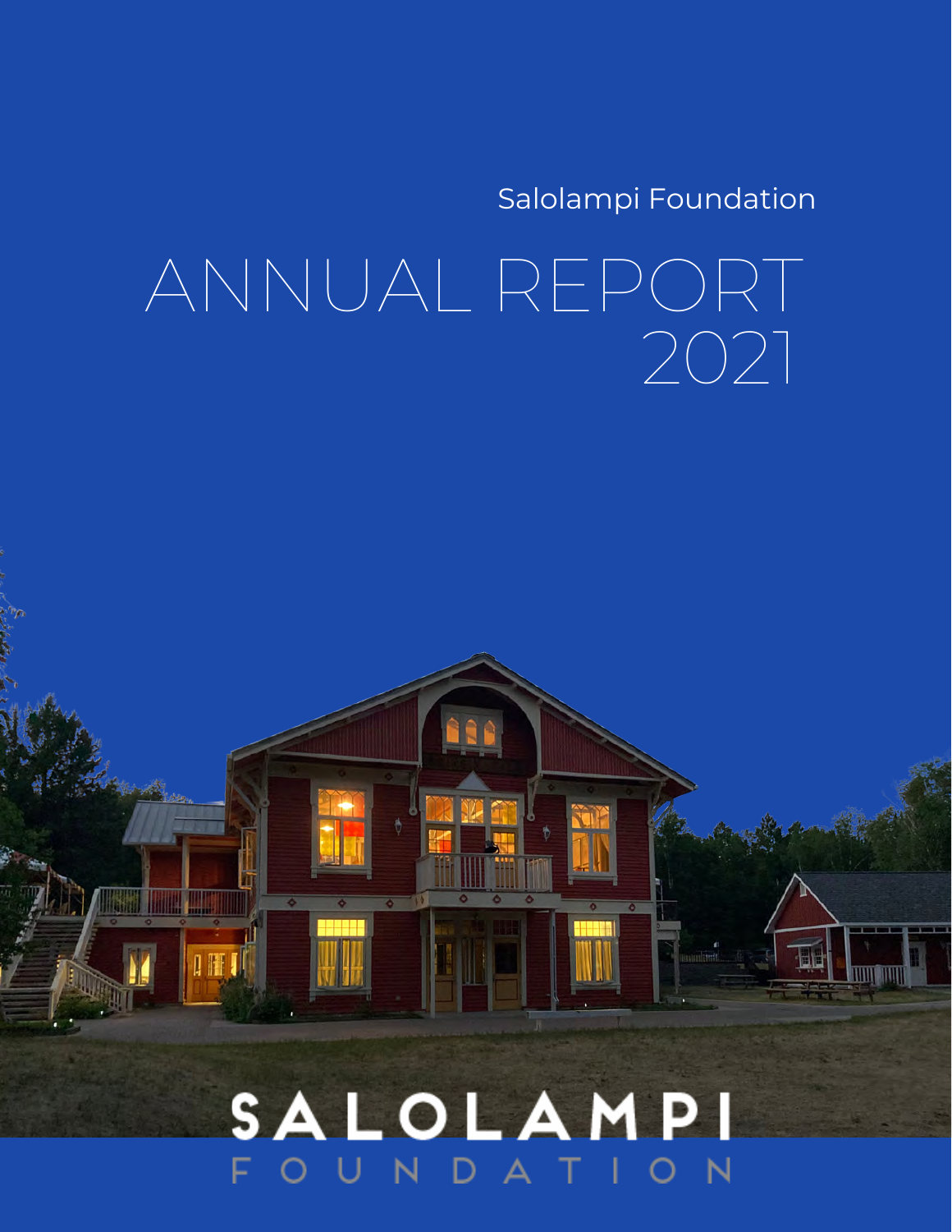Salolampi Foundation

# ANNUAL REPORT 2021

SALOLAMPI
FOUNDATION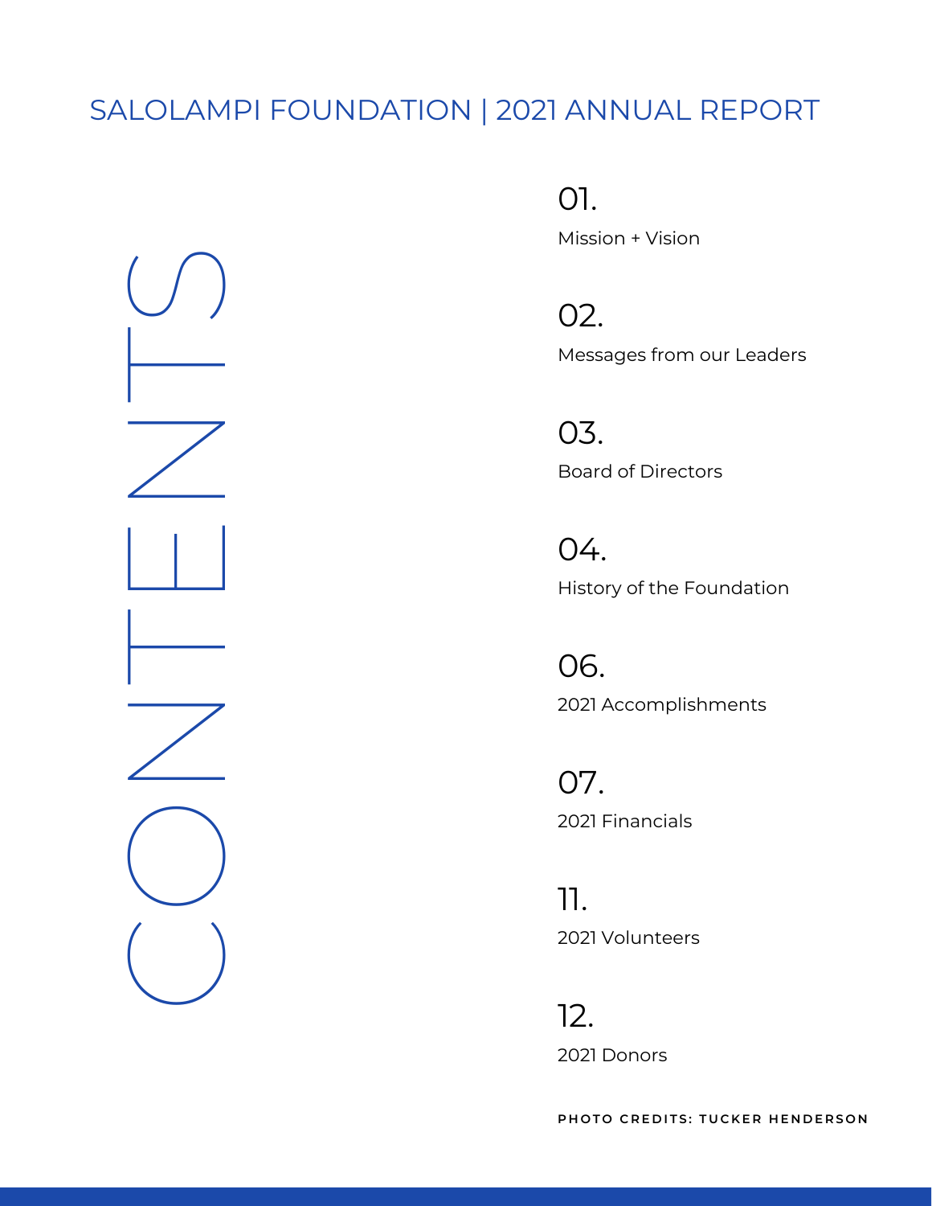SALOLAMPI FOUNDATION | 2021 ANNUAL REPORT

# CONTENTS

01. Mission + Vision

02. Messages from our Leaders

03. Board of Directors

04. History of the Foundation

06. 2021 Accomplishments

07. 2021 Financials

11. 2021 Volunteers

12. 2021 Donors

PHOTO CREDITS: TUCKER HENDERSON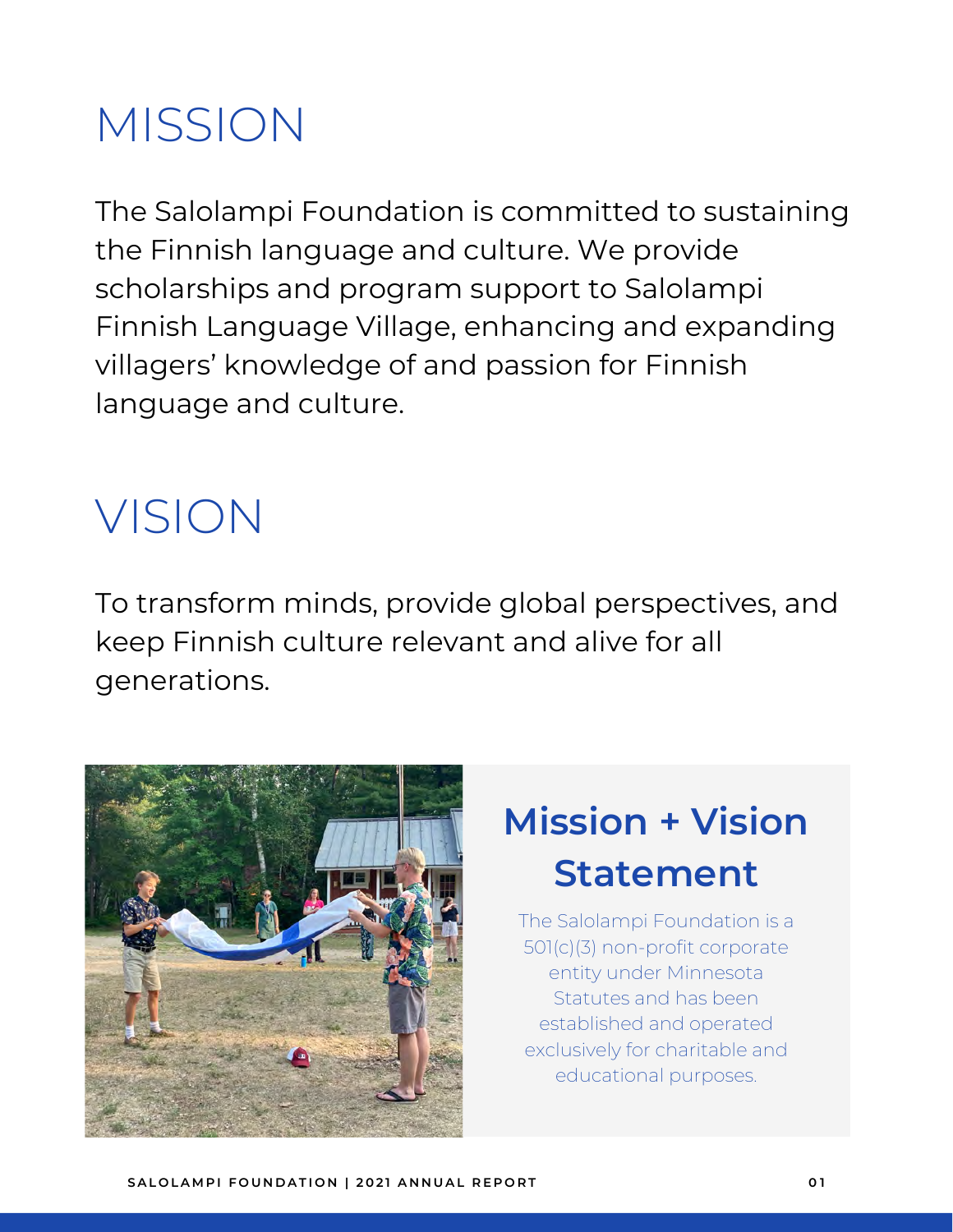# MISSION

The Salolampi Foundation is committed to sustaining the Finnish language and culture. We provide scholarships and program support to Salolampi Finnish Language Village, enhancing and expanding villagers' knowledge of and passion for Finnish language and culture.

# VISION

To transform minds, provide global perspectives, and keep Finnish culture relevant and alive for all generations.

## Mission + Vision Statement

The Salolampi Foundation is a 501(c)(3) non-profit corporate entity under Minnesota Statutes and has been established and operated exclusively for charitable and educational purposes.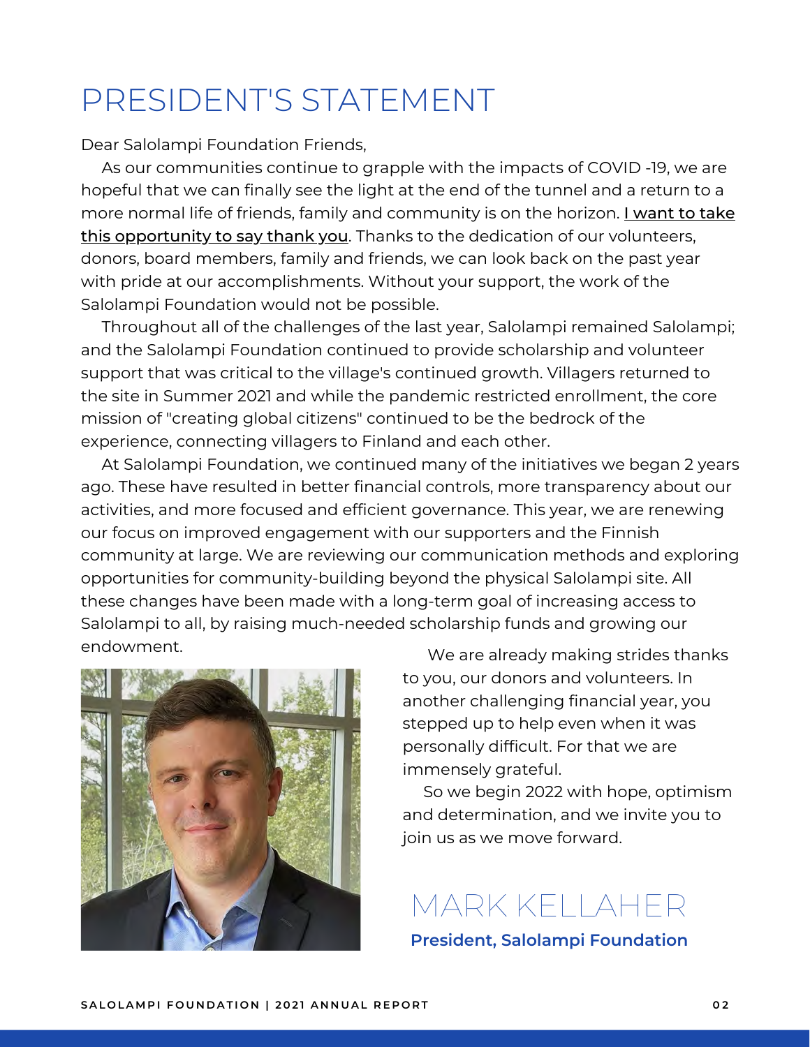# PRESIDENT'S STATEMENT

Dear Salolampi Foundation Friends,

As our communities continue to grapple with the impacts of COVID -19, we are hopeful that we can finally see the light at the end of the tunnel and a return to a more normal life of friends, family and community is on the horizon. I want to take this opportunity to say thank you. Thanks to the dedication of our volunteers, donors, board members, family and friends, we can look back on the past year with pride at our accomplishments. Without your support, the work of the Salolampi Foundation would not be possible.

Throughout all of the challenges of the last year, Salolampi remained Salolampi; and the Salolampi Foundation continued to provide scholarship and volunteer support that was critical to the village's continued growth. Villagers returned to the site in Summer 2021 and while the pandemic restricted enrollment, the core mission of "creating global citizens" continued to be the bedrock of the experience, connecting villagers to Finland and each other.

At Salolampi Foundation, we continued many of the initiatives we began 2 years ago. These have resulted in better financial controls, more transparency about our activities, and more focused and efficient governance. This year, we are renewing our focus on improved engagement with our supporters and the Finnish community at large. We are reviewing our communication methods and exploring opportunities for community-building beyond the physical Salolampi site. All these changes have been made with a long-term goal of increasing access to Salolampi to all, by raising much-needed scholarship funds and growing our endowment.

We are already making strides thanks to you, our donors and volunteers. In another challenging financial year, you stepped up to help even when it was personally difficult. For that we are immensely grateful.

So we begin 2022 with hope, optimism and determination, and we invite you to join us as we move forward.

MARK KELLAHER

**President, Salolampi Foundation**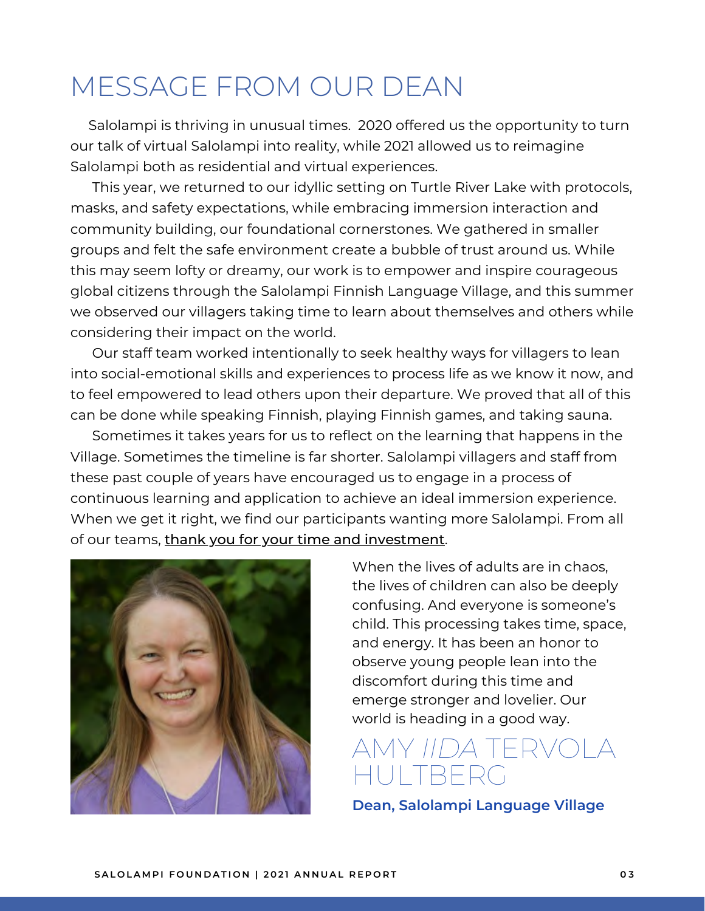# MESSAGE FROM OUR DEAN

Salolampi is thriving in unusual times. 2020 offered us the opportunity to turn our talk of virtual Salolampi into reality, while 2021 allowed us to reimagine Salolampi both as residential and virtual experiences.

This year, we returned to our idyllic setting on Turtle River Lake with protocols, masks, and safety expectations, while embracing immersion interaction and community building, our foundational cornerstones. We gathered in smaller groups and felt the safe environment create a bubble of trust around us. While this may seem lofty or dreamy, our work is to empower and inspire courageous global citizens through the Salolampi Finnish Language Village, and this summer we observed our villagers taking time to learn about themselves and others while considering their impact on the world.

Our staff team worked intentionally to seek healthy ways for villagers to lean into social-emotional skills and experiences to process life as we know it now, and to feel empowered to lead others upon their departure. We proved that all of this can be done while speaking Finnish, playing Finnish games, and taking sauna.

Sometimes it takes years for us to reflect on the learning that happens in the Village. Sometimes the timeline is far shorter. Salolampi villagers and staff from these past couple of years have encouraged us to engage in a process of continuous learning and application to achieve an ideal immersion experience. When we get it right, we find our participants wanting more Salolampi. From all of our teams, thank you for your time and investment.

When the lives of adults are in chaos, the lives of children can also be deeply confusing. And everyone is someone's child. This processing takes time, space, and energy. It has been an honor to observe young people lean into the discomfort during this time and emerge stronger and lovelier. Our world is heading in a good way.

## AMY *IIDA* TERVOLA HULTBERG

**Dean, Salolampi Language Village**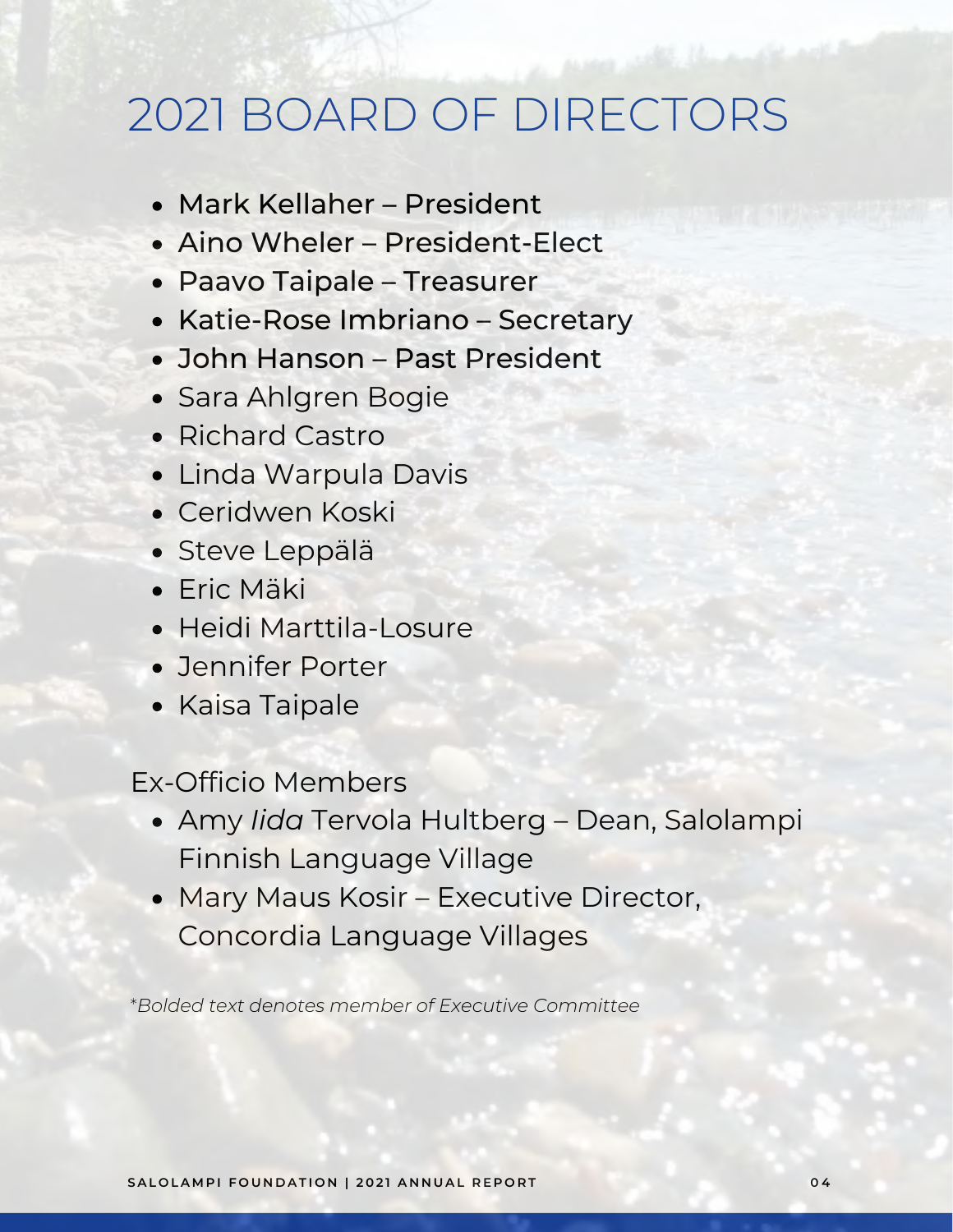# 2021 BOARD OF DIRECTORS

- **Mark Kellaher – President**
- **Aino Wheler – President-Elect**
- **Paavo Taipale – Treasurer**
- **Katie-Rose Imbriano – Secretary**
- **John Hanson – Past President**
- Sara Ahlgren Bogie
- Richard Castro
- Linda Warpula Davis
- Ceridwen Koski
- Steve Leppälä
- Eric Mäki
- Heidi Marttila-Losure
- Jennifer Porter
- Kaisa Taipale

Ex-Officio Members

- Amy *Iida* Tervola Hultberg – Dean, Salolampi Finnish Language Village
- Mary Maus Kosir – Executive Director, Concordia Language Villages

*\*Bolded text denotes member of Executive Committee*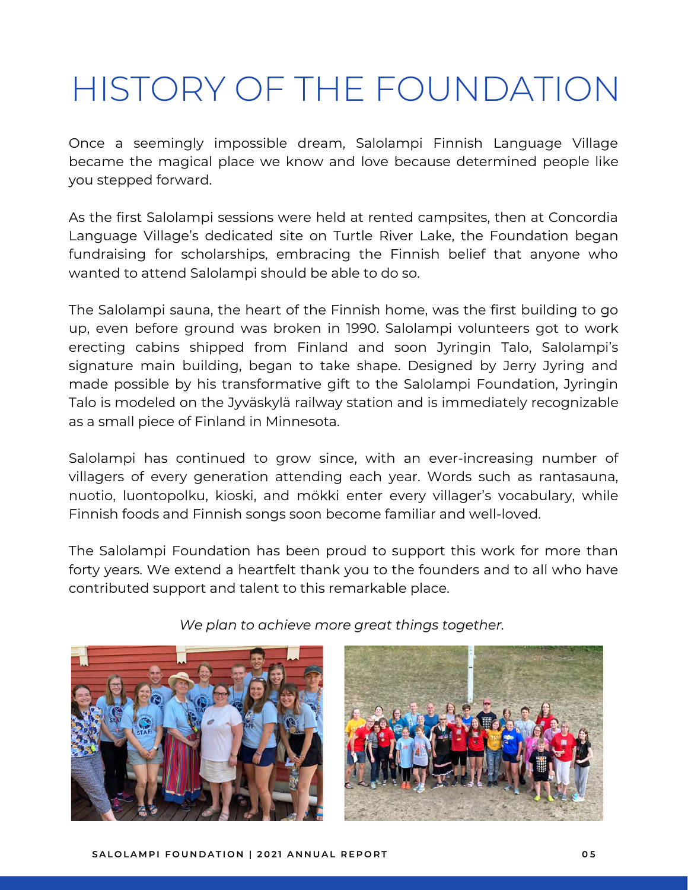# HISTORY OF THE FOUNDATION

Once a seemingly impossible dream, Salolampi Finnish Language Village became the magical place we know and love because determined people like you stepped forward.

As the first Salolampi sessions were held at rented campsites, then at Concordia Language Village's dedicated site on Turtle River Lake, the Foundation began fundraising for scholarships, embracing the Finnish belief that anyone who wanted to attend Salolampi should be able to do so.

The Salolampi sauna, the heart of the Finnish home, was the first building to go up, even before ground was broken in 1990. Salolampi volunteers got to work erecting cabins shipped from Finland and soon Jyringin Talo, Salolampi's signature main building, began to take shape. Designed by Jerry Jyring and made possible by his transformative gift to the Salolampi Foundation, Jyringin Talo is modeled on the Jyväskylä railway station and is immediately recognizable as a small piece of Finland in Minnesota.

Salolampi has continued to grow since, with an ever-increasing number of villagers of every generation attending each year. Words such as rantasauna, nuotio, luontopolku, kioski, and mökki enter every villager's vocabulary, while Finnish foods and Finnish songs soon become familiar and well-loved.

The Salolampi Foundation has been proud to support this work for more than forty years. We extend a heartfelt thank you to the founders and to all who have contributed support and talent to this remarkable place.

*We plan to achieve more great things together.*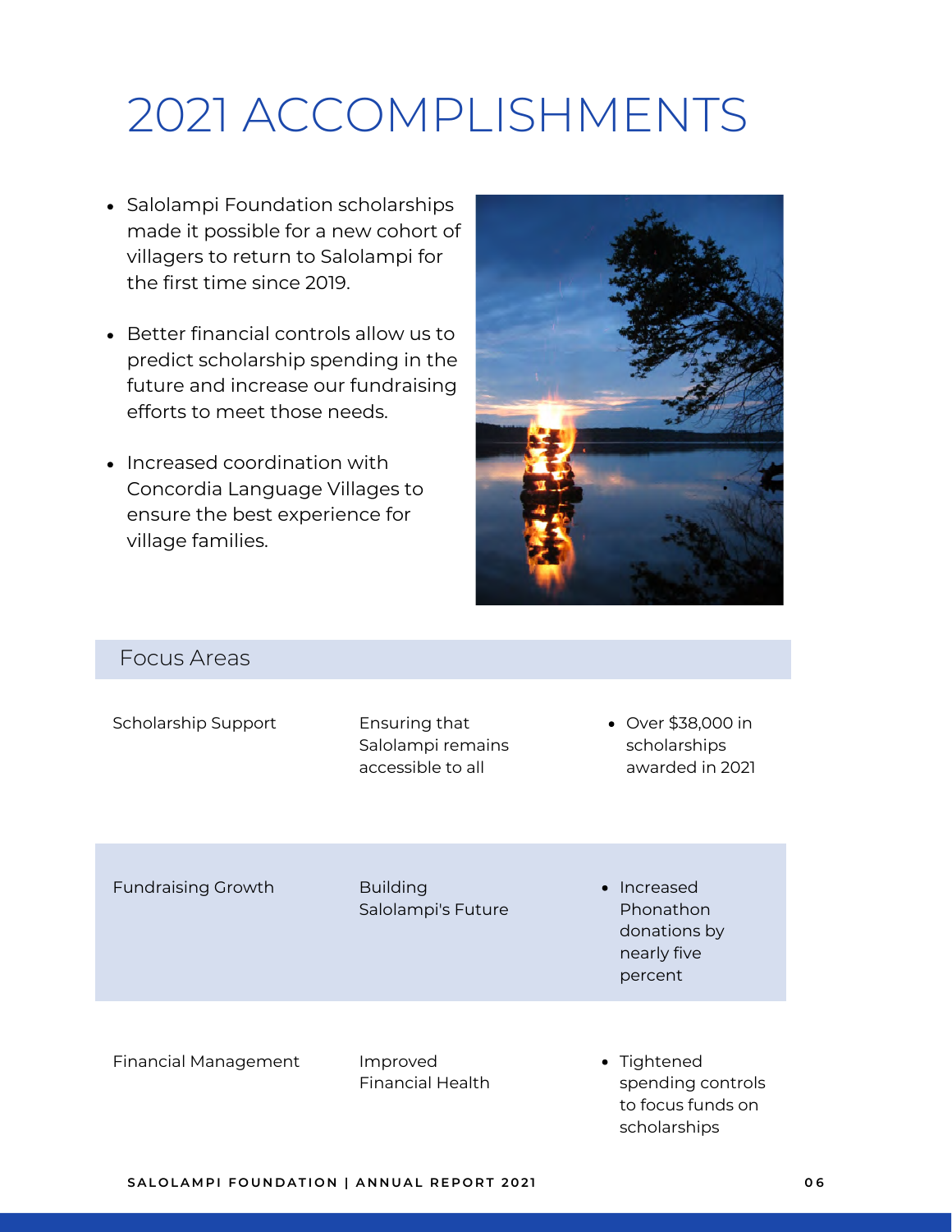# 2021 ACCOMPLISHMENTS

- Salolampi Foundation scholarships made it possible for a new cohort of villagers to return to Salolampi for the first time since 2019.
- Better financial controls allow us to predict scholarship spending in the future and increase our fundraising efforts to meet those needs.
- Increased coordination with Concordia Language Villages to ensure the best experience for village families.

## Focus Areas

| | | |
|---|---|---|
| Scholarship Support | Ensuring that Salolampi remains accessible to all | • Over $38,000 in scholarships awarded in 2021 |
| Fundraising Growth | Building Salolampi's Future | • Increased Phonathon donations by nearly five percent |
| Financial Management | Improved Financial Health | • Tightened spending controls to focus funds on scholarships |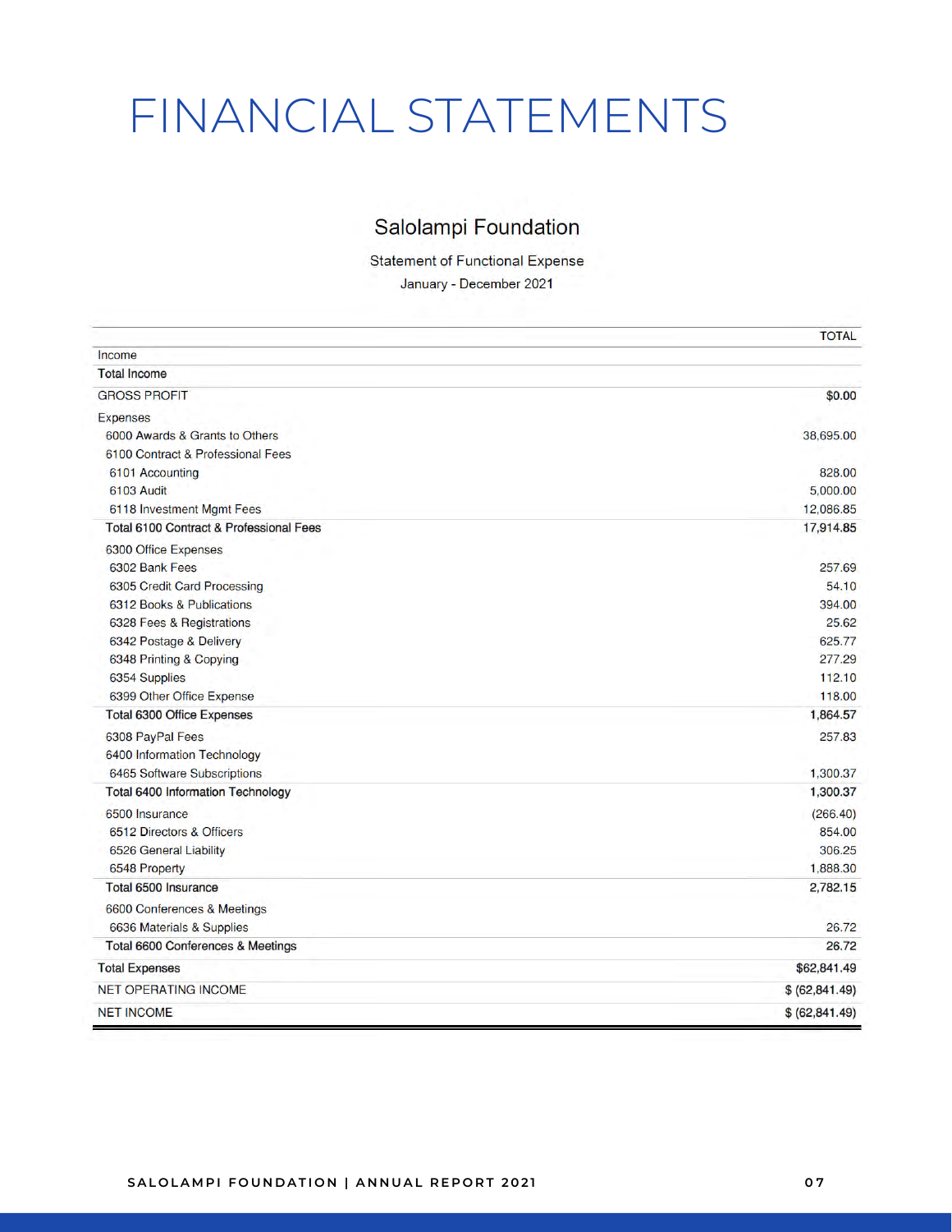# FINANCIAL STATEMENTS

## Salolampi Foundation

Statement of Functional Expense

January - December 2021

| | TOTAL |
|---|---|
| Income | |
| **Total Income** | |
| GROSS PROFIT | **$0.00** |
| Expenses | |
| 6000 Awards & Grants to Others | 38,695.00 |
| 6100 Contract & Professional Fees | |
| 6101 Accounting | 828.00 |
| 6103 Audit | 5,000.00 |
| 6118 Investment Mgmt Fees | 12,086.85 |
| **Total 6100 Contract & Professional Fees** | **17,914.85** |
| 6300 Office Expenses | |
| 6302 Bank Fees | 257.69 |
| 6305 Credit Card Processing | 54.10 |
| 6312 Books & Publications | 394.00 |
| 6328 Fees & Registrations | 25.62 |
| 6342 Postage & Delivery | 625.77 |
| 6348 Printing & Copying | 277.29 |
| 6354 Supplies | 112.10 |
| 6399 Other Office Expense | 118.00 |
| **Total 6300 Office Expenses** | **1,864.57** |
| 6308 PayPal Fees | 257.83 |
| 6400 Information Technology | |
| 6465 Software Subscriptions | 1,300.37 |
| **Total 6400 Information Technology** | **1,300.37** |
| 6500 Insurance | (266.40) |
| 6512 Directors & Officers | 854.00 |
| 6526 General Liability | 306.25 |
| 6548 Property | 1,888.30 |
| Total 6500 Insurance | 2,782.15 |
| 6600 Conferences & Meetings | |
| 6636 Materials & Supplies | 26.72 |
| Total 6600 Conferences & Meetings | 26.72 |
| Total Expenses | $62,841.49 |
| NET OPERATING INCOME | $ (62,841.49) |
| NET INCOME | $ (62,841.49) |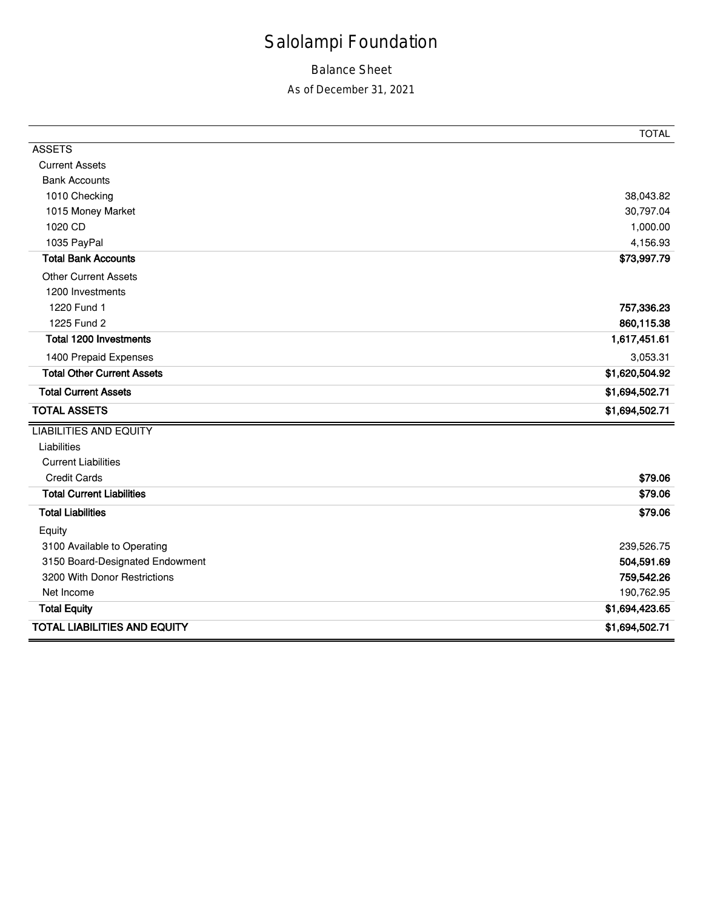# Salolampi Foundation

## Balance Sheet

### As of December 31, 2021

| | TOTAL |
|---|---|
| ASSETS | |
| Current Assets | |
| Bank Accounts | |
| 1010 Checking | 38,043.82 |
| 1015 Money Market | 30,797.04 |
| 1020 CD | 1,000.00 |
| 1035 PayPal | 4,156.93 |
| **Total Bank Accounts** | **$73,997.79** |
| Other Current Assets | |
| 1200 Investments | |
| 1220 Fund 1 | **757,336.23** |
| 1225 Fund 2 | **860,115.38** |
| **Total 1200 Investments** | **1,617,451.61** |
| 1400 Prepaid Expenses | 3,053.31 |
| **Total Other Current Assets** | **$1,620,504.92** |
| **Total Current Assets** | **$1,694,502.71** |
| **TOTAL ASSETS** | **$1,694,502.71** |
| LIABILITIES AND EQUITY | |
| Liabilities | |
| Current Liabilities | |
| Credit Cards | **$79.06** |
| **Total Current Liabilities** | **$79.06** |
| **Total Liabilities** | **$79.06** |
| Equity | |
| 3100 Available to Operating | 239,526.75 |
| 3150 Board-Designated Endowment | **504,591.69** |
| 3200 With Donor Restrictions | **759,542.26** |
| Net Income | 190,762.95 |
| **Total Equity** | **$1,694,423.65** |
| **TOTAL LIABILITIES AND EQUITY** | **$1,694,502.71** |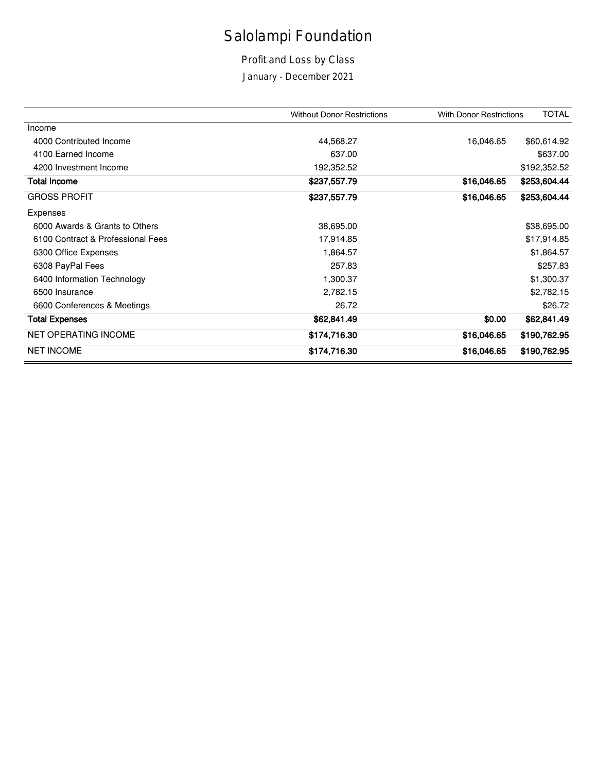# Salolampi Foundation

## Profit and Loss by Class

### January - December 2021

| | Without Donor Restrictions | With Donor Restrictions | TOTAL |
|---|---|---|---|
| Income | | | |
| 4000 Contributed Income | 44,568.27 | 16,046.65 | $60,614.92 |
| 4100 Earned Income | 637.00 | | $637.00 |
| 4200 Investment Income | 192,352.52 | | $192,352.52 |
| **Total Income** | **$237,557.79** | **$16,046.65** | **$253,604.44** |
| GROSS PROFIT | **$237,557.79** | **$16,046.65** | **$253,604.44** |
| Expenses | | | |
| 6000 Awards & Grants to Others | 38,695.00 | | $38,695.00 |
| 6100 Contract & Professional Fees | 17,914.85 | | $17,914.85 |
| 6300 Office Expenses | 1,864.57 | | $1,864.57 |
| 6308 PayPal Fees | 257.83 | | $257.83 |
| 6400 Information Technology | 1,300.37 | | $1,300.37 |
| 6500 Insurance | 2,782.15 | | $2,782.15 |
| 6600 Conferences & Meetings | 26.72 | | $26.72 |
| **Total Expenses** | **$62,841.49** | **$0.00** | **$62,841.49** |
| NET OPERATING INCOME | **$174,716.30** | **$16,046.65** | **$190,762.95** |
| NET INCOME | **$174,716.30** | **$16,046.65** | **$190,762.95** |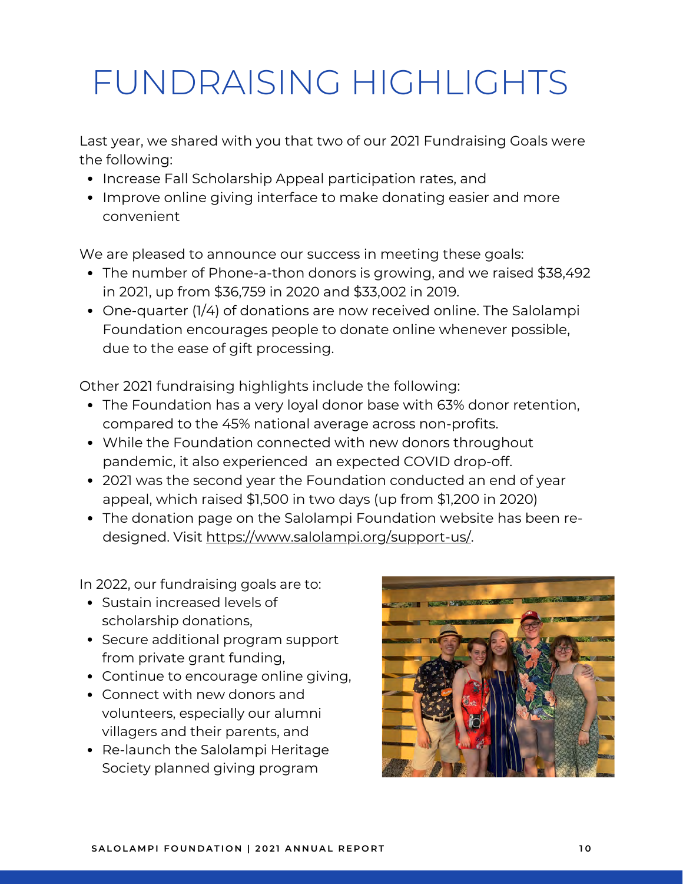# FUNDRAISING HIGHLIGHTS

Last year, we shared with you that two of our 2021 Fundraising Goals were the following:

- Increase Fall Scholarship Appeal participation rates, and
- Improve online giving interface to make donating easier and more convenient

We are pleased to announce our success in meeting these goals:

- The number of Phone-a-thon donors is growing, and we raised $38,492 in 2021, up from $36,759 in 2020 and $33,002 in 2019.
- One-quarter (1/4) of donations are now received online. The Salolampi Foundation encourages people to donate online whenever possible, due to the ease of gift processing.

Other 2021 fundraising highlights include the following:

- The Foundation has a very loyal donor base with 63% donor retention, compared to the 45% national average across non-profits.
- While the Foundation connected with new donors throughout pandemic, it also experienced an expected COVID drop-off.
- 2021 was the second year the Foundation conducted an end of year appeal, which raised $1,500 in two days (up from $1,200 in 2020)
- The donation page on the Salolampi Foundation website has been re-designed. Visit https://www.salolampi.org/support-us/.

In 2022, our fundraising goals are to:

- Sustain increased levels of scholarship donations,
- Secure additional program support from private grant funding,
- Continue to encourage online giving,
- Connect with new donors and volunteers, especially our alumni villagers and their parents, and
- Re-launch the Salolampi Heritage Society planned giving program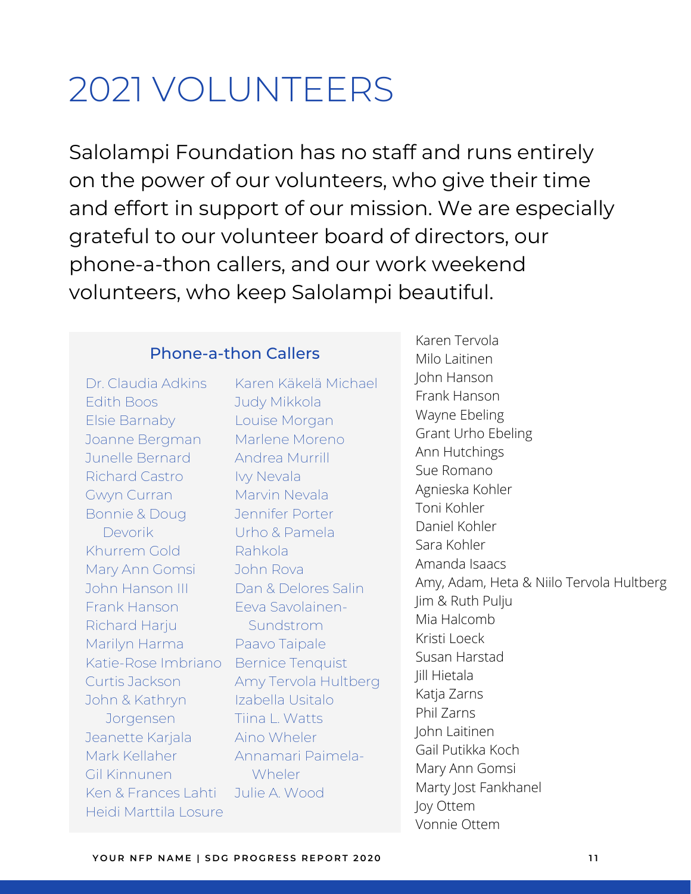# 2021 VOLUNTEERS

Salolampi Foundation has no staff and runs entirely on the power of our volunteers, who give their time and effort in support of our mission. We are especially grateful to our volunteer board of directors, our phone-a-thon callers, and our work weekend volunteers, who keep Salolampi beautiful.

### Phone-a-thon Callers

Dr. Claudia Adkins
Edith Boos
Elsie Barnaby
Joanne Bergman
Junelle Bernard
Richard Castro
Gwyn Curran
Bonnie & Doug Devorik
Khurrem Gold
Mary Ann Gomsi
John Hanson III
Frank Hanson
Richard Harju
Marilyn Harma
Katie-Rose Imbriano
Curtis Jackson
John & Kathryn Jorgensen
Jeanette Karjala
Mark Kellaher
Gil Kinnunen
Ken & Frances Lahti
Heidi Marttila Losure
Karen Käkelä Michael
Judy Mikkola
Louise Morgan
Marlene Moreno
Andrea Murrill
Ivy Nevala
Marvin Nevala
Jennifer Porter
Urho & Pamela Rahkola
John Rova
Dan & Delores Salin
Eeva Savolainen-Sundstrom
Paavo Taipale
Bernice Tenquist
Amy Tervola Hultberg
Izabella Usitalo
Tiina L. Watts
Aino Wheler
Annamari Paimela-Wheler
Julie A. Wood

Karen Tervola
Milo Laitinen
John Hanson
Frank Hanson
Wayne Ebeling
Grant Urho Ebeling
Ann Hutchings
Sue Romano
Agnieska Kohler
Toni Kohler
Daniel Kohler
Sara Kohler
Amanda Isaacs
Amy, Adam, Heta & Niilo Tervola Hultberg
Jim & Ruth Pulju
Mia Halcomb
Kristi Loeck
Susan Harstad
Jill Hietala
Katja Zarns
Phil Zarns
John Laitinen
Gail Putikka Koch
Mary Ann Gomsi
Marty Jost Fankhanel
Joy Ottem
Vonnie Ottem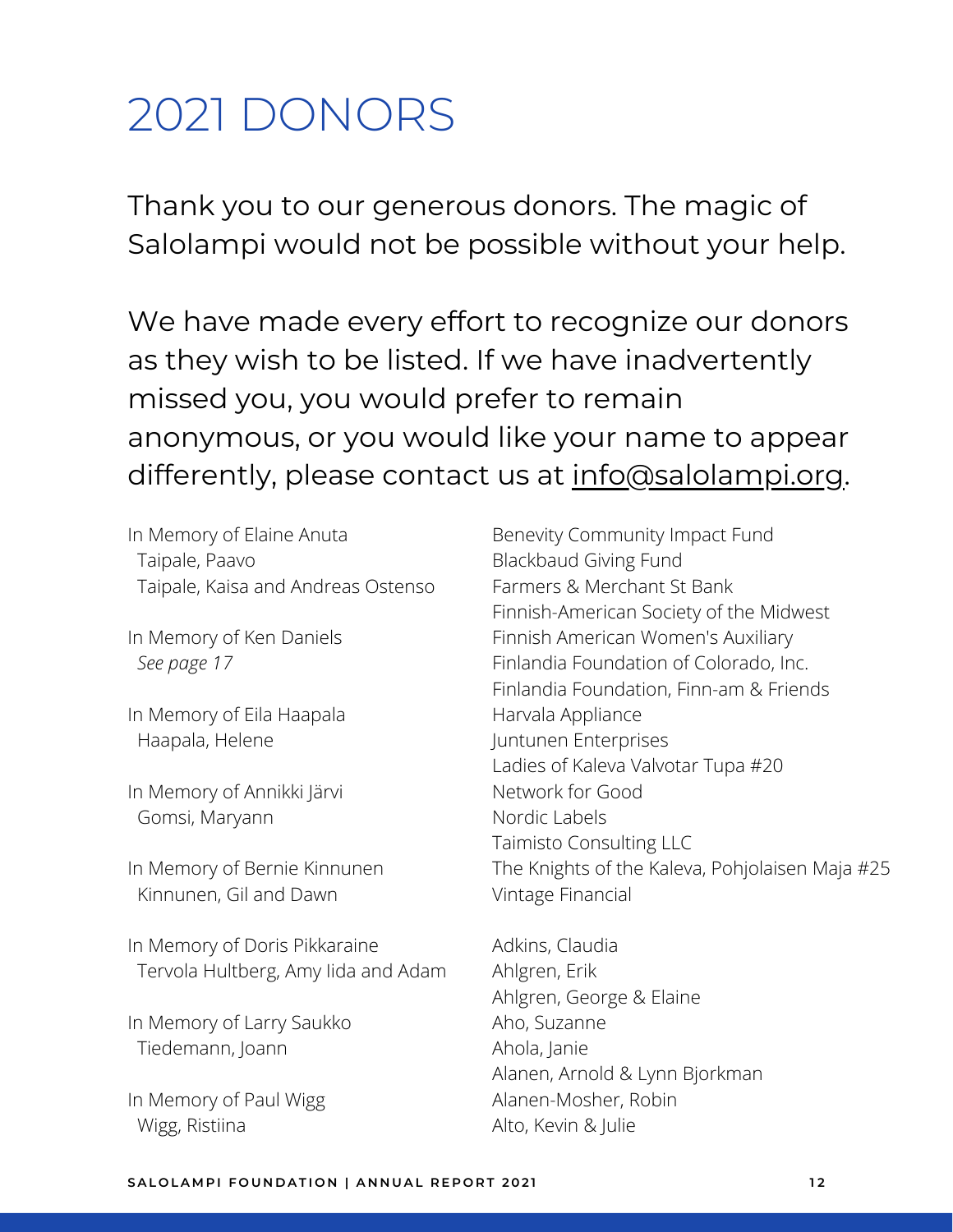# 2021 DONORS

Thank you to our generous donors. The magic of Salolampi would not be possible without your help.

We have made every effort to recognize our donors as they wish to be listed. If we have inadvertently missed you, you would prefer to remain anonymous, or you would like your name to appear differently, please contact us at info@salolampi.org.

In Memory of Elaine Anuta
Taipale, Paavo
Taipale, Kaisa and Andreas Ostenso

In Memory of Ken Daniels
*See page 17*

In Memory of Eila Haapala
Haapala, Helene

In Memory of Annikki Järvi
Gomsi, Maryann

In Memory of Bernie Kinnunen
Kinnunen, Gil and Dawn

In Memory of Doris Pikkaraine
Tervola Hultberg, Amy Iida and Adam

In Memory of Larry Saukko
Tiedemann, Joann

In Memory of Paul Wigg
Wigg, Ristiina

Benevity Community Impact Fund
Blackbaud Giving Fund
Farmers & Merchant St Bank
Finnish-American Society of the Midwest
Finnish American Women's Auxiliary
Finlandia Foundation of Colorado, Inc.
Finlandia Foundation, Finn-am & Friends
Harvala Appliance
Juntunen Enterprises
Ladies of Kaleva Valvotar Tupa #20
Network for Good
Nordic Labels
Taimisto Consulting LLC
The Knights of the Kaleva, Pohjolaisen Maja #25
Vintage Financial

Adkins, Claudia
Ahlgren, Erik
Ahlgren, George & Elaine
Aho, Suzanne
Ahola, Janie
Alanen, Arnold & Lynn Bjorkman
Alanen-Mosher, Robin
Alto, Kevin & Julie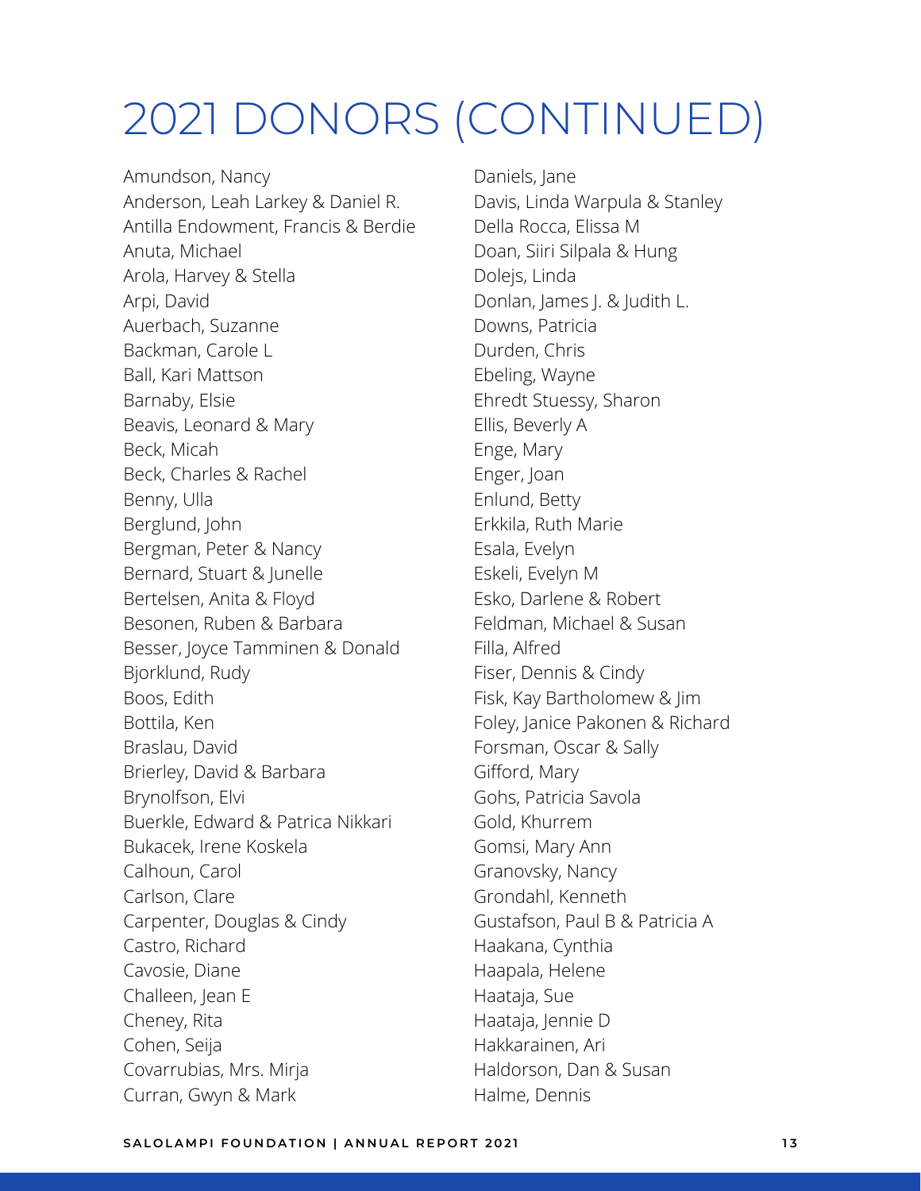# 2021 DONORS (CONTINUED)

Amundson, Nancy
Anderson, Leah Larkey & Daniel R.
Antilla Endowment, Francis & Berdie
Anuta, Michael
Arola, Harvey & Stella
Arpi, David
Auerbach, Suzanne
Backman, Carole L
Ball, Kari Mattson
Barnaby, Elsie
Beavis, Leonard & Mary
Beck, Micah
Beck, Charles & Rachel
Benny, Ulla
Berglund, John
Bergman, Peter & Nancy
Bernard, Stuart & Junelle
Bertelsen, Anita & Floyd
Besonen, Ruben & Barbara
Besser, Joyce Tamminen & Donald
Bjorklund, Rudy
Boos, Edith
Bottila, Ken
Braslau, David
Brierley, David & Barbara
Brynolfson, Elvi
Buerkle, Edward & Patrica Nikkari
Bukacek, Irene Koskela
Calhoun, Carol
Carlson, Clare
Carpenter, Douglas & Cindy
Castro, Richard
Cavosie, Diane
Challeen, Jean E
Cheney, Rita
Cohen, Seija
Covarrubias, Mrs. Mirja
Curran, Gwyn & Mark
Daniels, Jane
Davis, Linda Warpula & Stanley
Della Rocca, Elissa M
Doan, Siiri Silpala & Hung
Dolejs, Linda
Donlan, James J. & Judith L.
Downs, Patricia
Durden, Chris
Ebeling, Wayne
Ehredt Stuessy, Sharon
Ellis, Beverly A
Enge, Mary
Enger, Joan
Enlund, Betty
Erkkila, Ruth Marie
Esala, Evelyn
Eskeli, Evelyn M
Esko, Darlene & Robert
Feldman, Michael & Susan
Filla, Alfred
Fiser, Dennis & Cindy
Fisk, Kay Bartholomew & Jim
Foley, Janice Pakonen & Richard
Forsman, Oscar & Sally
Gifford, Mary
Gohs, Patricia Savola
Gold, Khurrem
Gomsi, Mary Ann
Granovsky, Nancy
Grondahl, Kenneth
Gustafson, Paul B & Patricia A
Haakana, Cynthia
Haapala, Helene
Haataja, Sue
Haataja, Jennie D
Hakkarainen, Ari
Haldorson, Dan & Susan
Halme, Dennis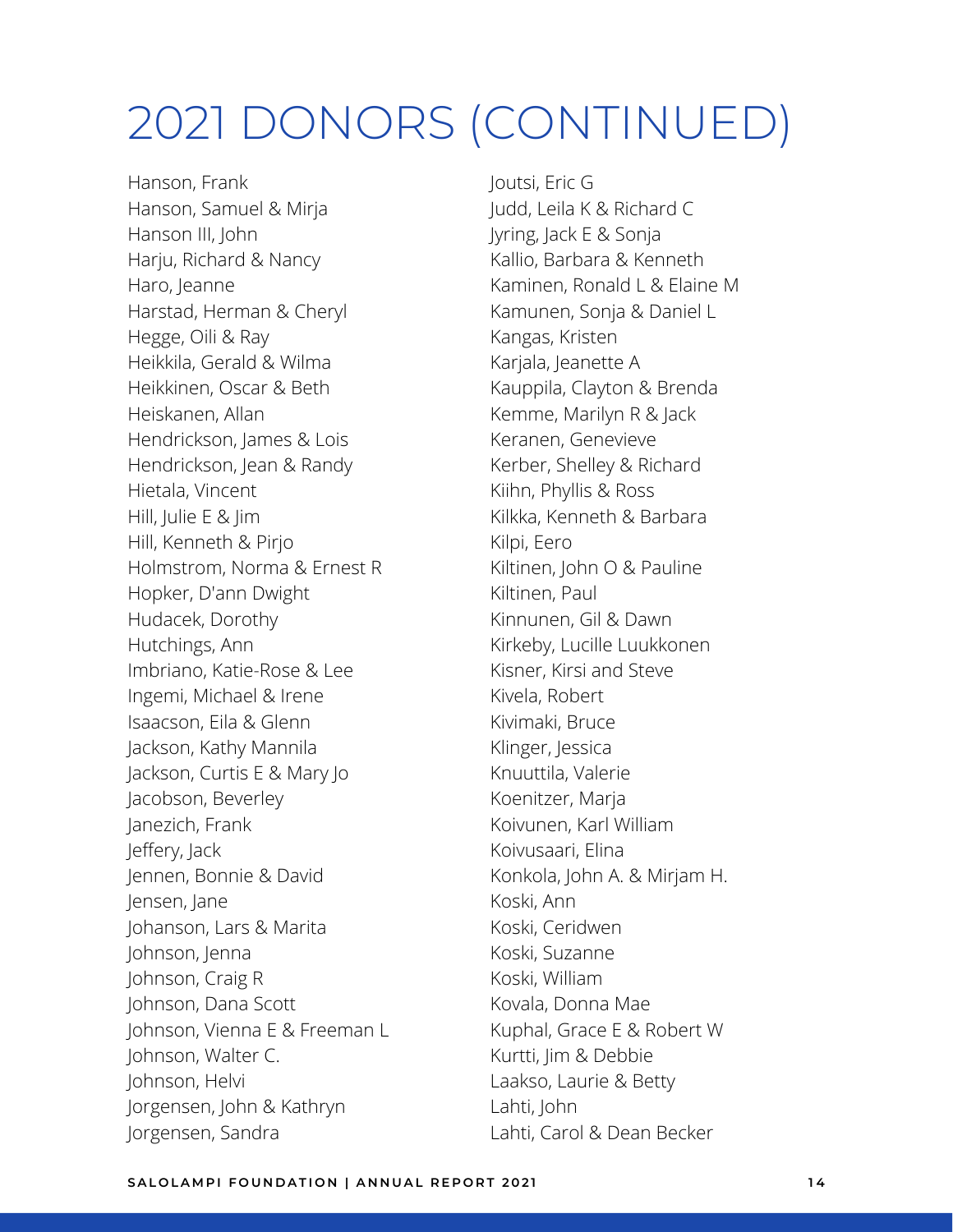# 2021 DONORS (CONTINUED)

Hanson, Frank
Hanson, Samuel & Mirja
Hanson III, John
Harju, Richard & Nancy
Haro, Jeanne
Harstad, Herman & Cheryl
Hegge, Oili & Ray
Heikkila, Gerald & Wilma
Heikkinen, Oscar & Beth
Heiskanen, Allan
Hendrickson, James & Lois
Hendrickson, Jean & Randy
Hietala, Vincent
Hill, Julie E & Jim
Hill, Kenneth & Pirjo
Holmstrom, Norma & Ernest R
Hopker, D'ann Dwight
Hudacek, Dorothy
Hutchings, Ann
Imbriano, Katie-Rose & Lee
Ingemi, Michael & Irene
Isaacson, Eila & Glenn
Jackson, Kathy Mannila
Jackson, Curtis E & Mary Jo
Jacobson, Beverley
Janezich, Frank
Jeffery, Jack
Jennen, Bonnie & David
Jensen, Jane
Johanson, Lars & Marita
Johnson, Jenna
Johnson, Craig R
Johnson, Dana Scott
Johnson, Vienna E & Freeman L
Johnson, Walter C.
Johnson, Helvi
Jorgensen, John & Kathryn
Jorgensen, Sandra
Joutsi, Eric G
Judd, Leila K & Richard C
Jyring, Jack E & Sonja
Kallio, Barbara & Kenneth
Kaminen, Ronald L & Elaine M
Kamunen, Sonja & Daniel L
Kangas, Kristen
Karjala, Jeanette A
Kauppila, Clayton & Brenda
Kemme, Marilyn R & Jack
Keranen, Genevieve
Kerber, Shelley & Richard
Kiihn, Phyllis & Ross
Kilkka, Kenneth & Barbara
Kilpi, Eero
Kiltinen, John O & Pauline
Kiltinen, Paul
Kinnunen, Gil & Dawn
Kirkeby, Lucille Luukkonen
Kisner, Kirsi and Steve
Kivela, Robert
Kivimaki, Bruce
Klinger, Jessica
Knuuttila, Valerie
Koenitzer, Marja
Koivunen, Karl William
Koivusaari, Elina
Konkola, John A. & Mirjam H.
Koski, Ann
Koski, Ceridwen
Koski, Suzanne
Koski, William
Kovala, Donna Mae
Kuphal, Grace E & Robert W
Kurtti, Jim & Debbie
Laakso, Laurie & Betty
Lahti, John
Lahti, Carol & Dean Becker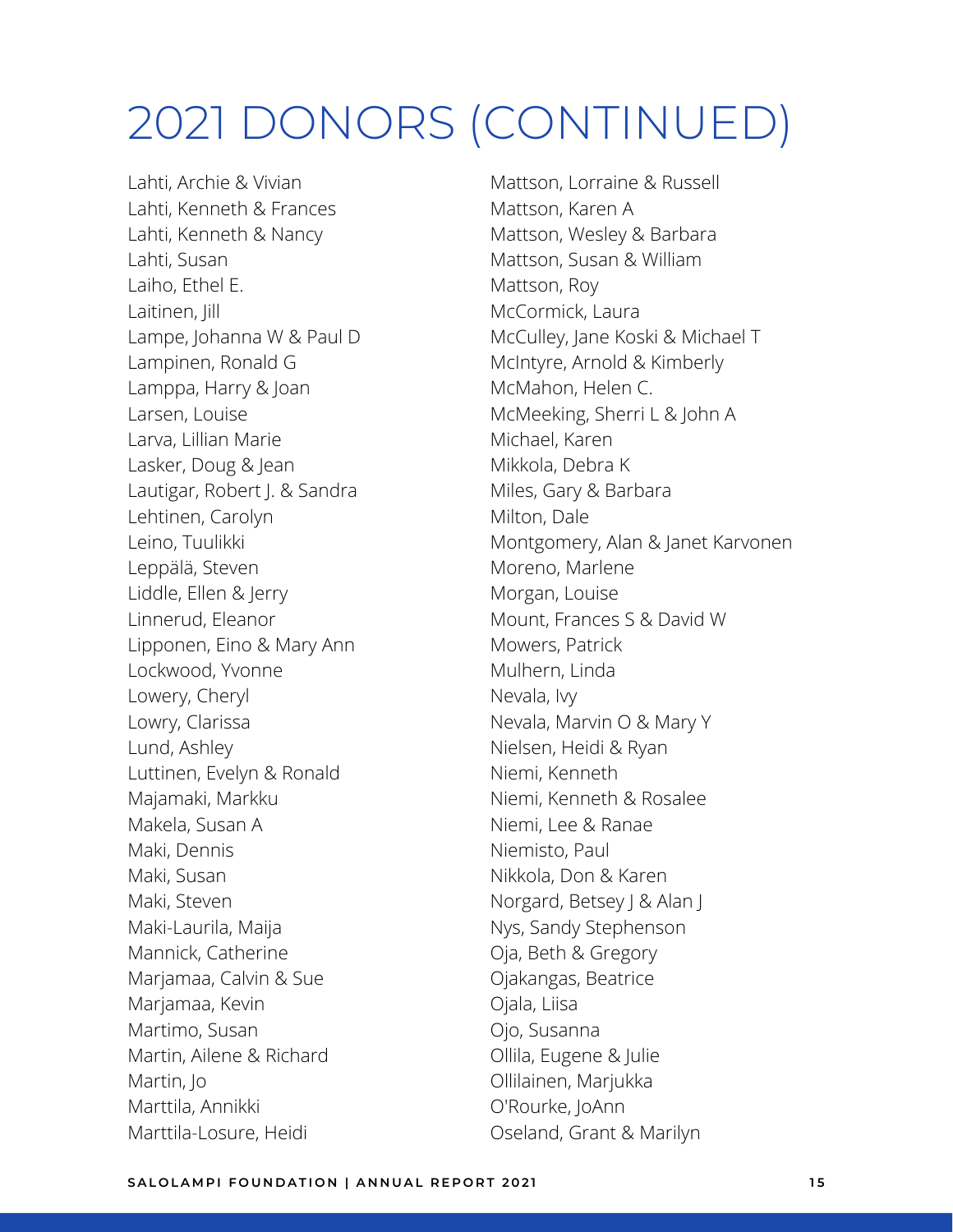# 2021 DONORS (CONTINUED)

Lahti, Archie & Vivian
Lahti, Kenneth & Frances
Lahti, Kenneth & Nancy
Lahti, Susan
Laiho, Ethel E.
Laitinen, Jill
Lampe, Johanna W & Paul D
Lampinen, Ronald G
Lamppa, Harry & Joan
Larsen, Louise
Larva, Lillian Marie
Lasker, Doug & Jean
Lautigar, Robert J. & Sandra
Lehtinen, Carolyn
Leino, Tuulikki
Leppälä, Steven
Liddle, Ellen & Jerry
Linnerud, Eleanor
Lipponen, Eino & Mary Ann
Lockwood, Yvonne
Lowery, Cheryl
Lowry, Clarissa
Lund, Ashley
Luttinen, Evelyn & Ronald
Majamaki, Markku
Makela, Susan A
Maki, Dennis
Maki, Susan
Maki, Steven
Maki-Laurila, Maija
Mannick, Catherine
Marjamaa, Calvin & Sue
Marjamaa, Kevin
Martimo, Susan
Martin, Ailene & Richard
Martin, Jo
Marttila, Annikki
Marttila-Losure, Heidi
Mattson, Lorraine & Russell
Mattson, Karen A
Mattson, Wesley & Barbara
Mattson, Susan & William
Mattson, Roy
McCormick, Laura
McCulley, Jane Koski & Michael T
McIntyre, Arnold & Kimberly
McMahon, Helen C.
McMeeking, Sherri L & John A
Michael, Karen
Mikkola, Debra K
Miles, Gary & Barbara
Milton, Dale
Montgomery, Alan & Janet Karvonen
Moreno, Marlene
Morgan, Louise
Mount, Frances S & David W
Mowers, Patrick
Mulhern, Linda
Nevala, Ivy
Nevala, Marvin O & Mary Y
Nielsen, Heidi & Ryan
Niemi, Kenneth
Niemi, Kenneth & Rosalee
Niemi, Lee & Ranae
Niemisto, Paul
Nikkola, Don & Karen
Norgard, Betsey J & Alan J
Nys, Sandy Stephenson
Oja, Beth & Gregory
Ojakangas, Beatrice
Ojala, Liisa
Ojo, Susanna
Ollila, Eugene & Julie
Ollilainen, Marjukka
O'Rourke, JoAnn
Oseland, Grant & Marilyn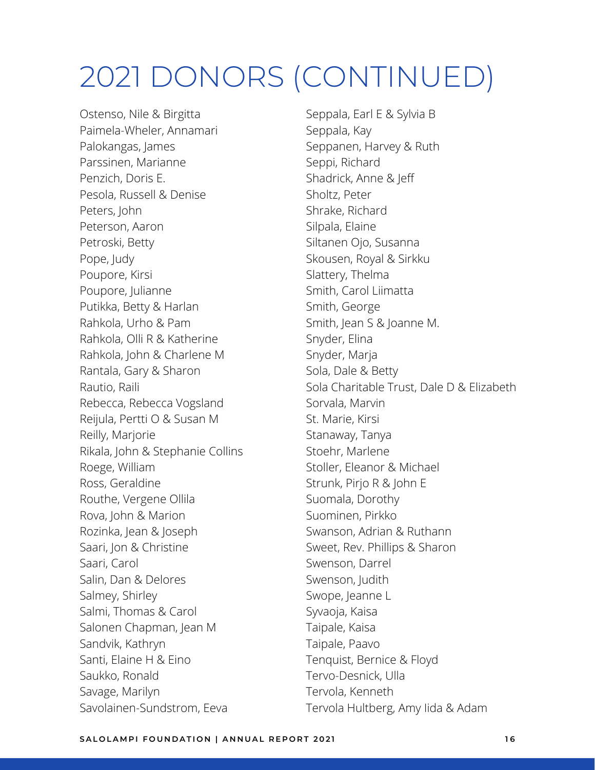# 2021 DONORS (CONTINUED)

Ostenso, Nile & Birgitta
Paimela-Wheler, Annamari
Palokangas, James
Parssinen, Marianne
Penzich, Doris E.
Pesola, Russell & Denise
Peters, John
Peterson, Aaron
Petroski, Betty
Pope, Judy
Poupore, Kirsi
Poupore, Julianne
Putikka, Betty & Harlan
Rahkola, Urho & Pam
Rahkola, Olli R & Katherine
Rahkola, John & Charlene M
Rantala, Gary & Sharon
Rautio, Raili
Rebecca, Rebecca Vogsland
Reijula, Pertti O & Susan M
Reilly, Marjorie
Rikala, John & Stephanie Collins
Roege, William
Ross, Geraldine
Routhe, Vergene Ollila
Rova, John & Marion
Rozinka, Jean & Joseph
Saari, Jon & Christine
Saari, Carol
Salin, Dan & Delores
Salmey, Shirley
Salmi, Thomas & Carol
Salonen Chapman, Jean M
Sandvik, Kathryn
Santi, Elaine H & Eino
Saukko, Ronald
Savage, Marilyn
Savolainen-Sundstrom, Eeva
Seppala, Earl E & Sylvia B
Seppala, Kay
Seppanen, Harvey & Ruth
Seppi, Richard
Shadrick, Anne & Jeff
Sholtz, Peter
Shrake, Richard
Silpala, Elaine
Siltanen Ojo, Susanna
Skousen, Royal & Sirkku
Slattery, Thelma
Smith, Carol Liimatta
Smith, George
Smith, Jean S & Joanne M.
Snyder, Elina
Snyder, Marja
Sola, Dale & Betty
Sola Charitable Trust, Dale D & Elizabeth
Sorvala, Marvin
St. Marie, Kirsi
Stanaway, Tanya
Stoehr, Marlene
Stoller, Eleanor & Michael
Strunk, Pirjo R & John E
Suomala, Dorothy
Suominen, Pirkko
Swanson, Adrian & Ruthann
Sweet, Rev. Phillips & Sharon
Swenson, Darrel
Swenson, Judith
Swope, Jeanne L
Syvaoja, Kaisa
Taipale, Kaisa
Taipale, Paavo
Tenquist, Bernice & Floyd
Tervo-Desnick, Ulla
Tervola, Kenneth
Tervola Hultberg, Amy Iida & Adam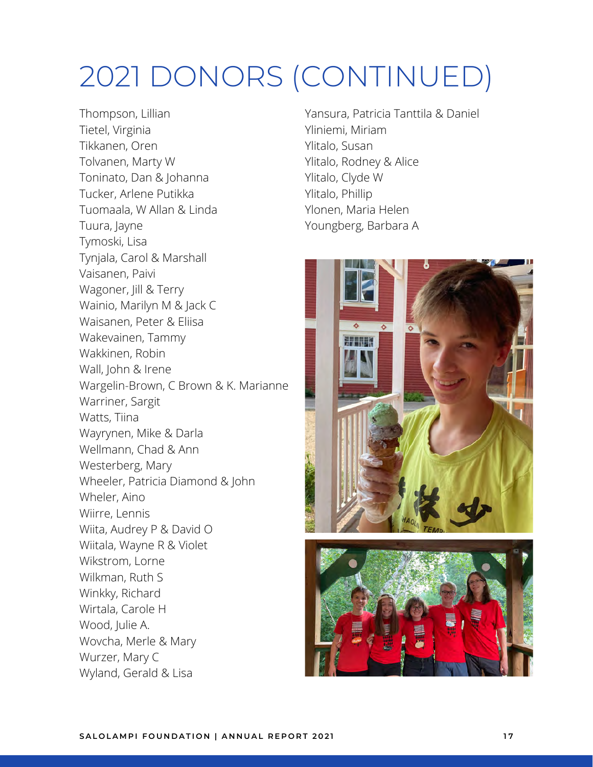# 2021 DONORS (CONTINUED)

Thompson, Lillian
Tietel, Virginia
Tikkanen, Oren
Tolvanen, Marty W
Toninato, Dan & Johanna
Tucker, Arlene Putikka
Tuomaala, W Allan & Linda
Tuura, Jayne
Tymoski, Lisa
Tynjala, Carol & Marshall
Vaisanen, Paivi
Wagoner, Jill & Terry
Wainio, Marilyn M & Jack C
Waisanen, Peter & Eliisa
Wakevainen, Tammy
Wakkinen, Robin
Wall, John & Irene
Wargelin-Brown, C Brown & K. Marianne
Warriner, Sargit
Watts, Tiina
Wayrynen, Mike & Darla
Wellmann, Chad & Ann
Westerberg, Mary
Wheeler, Patricia Diamond & John
Wheler, Aino
Wiirre, Lennis
Wiita, Audrey P & David O
Wiitala, Wayne R & Violet
Wikstrom, Lorne
Wilkman, Ruth S
Winkky, Richard
Wirtala, Carole H
Wood, Julie A.
Wovcha, Merle & Mary
Wurzer, Mary C
Wyland, Gerald & Lisa
Yansura, Patricia Tanttila & Daniel
Yliniemi, Miriam
Ylitalo, Susan
Ylitalo, Rodney & Alice
Ylitalo, Clyde W
Ylitalo, Phillip
Ylonen, Maria Helen
Youngberg, Barbara A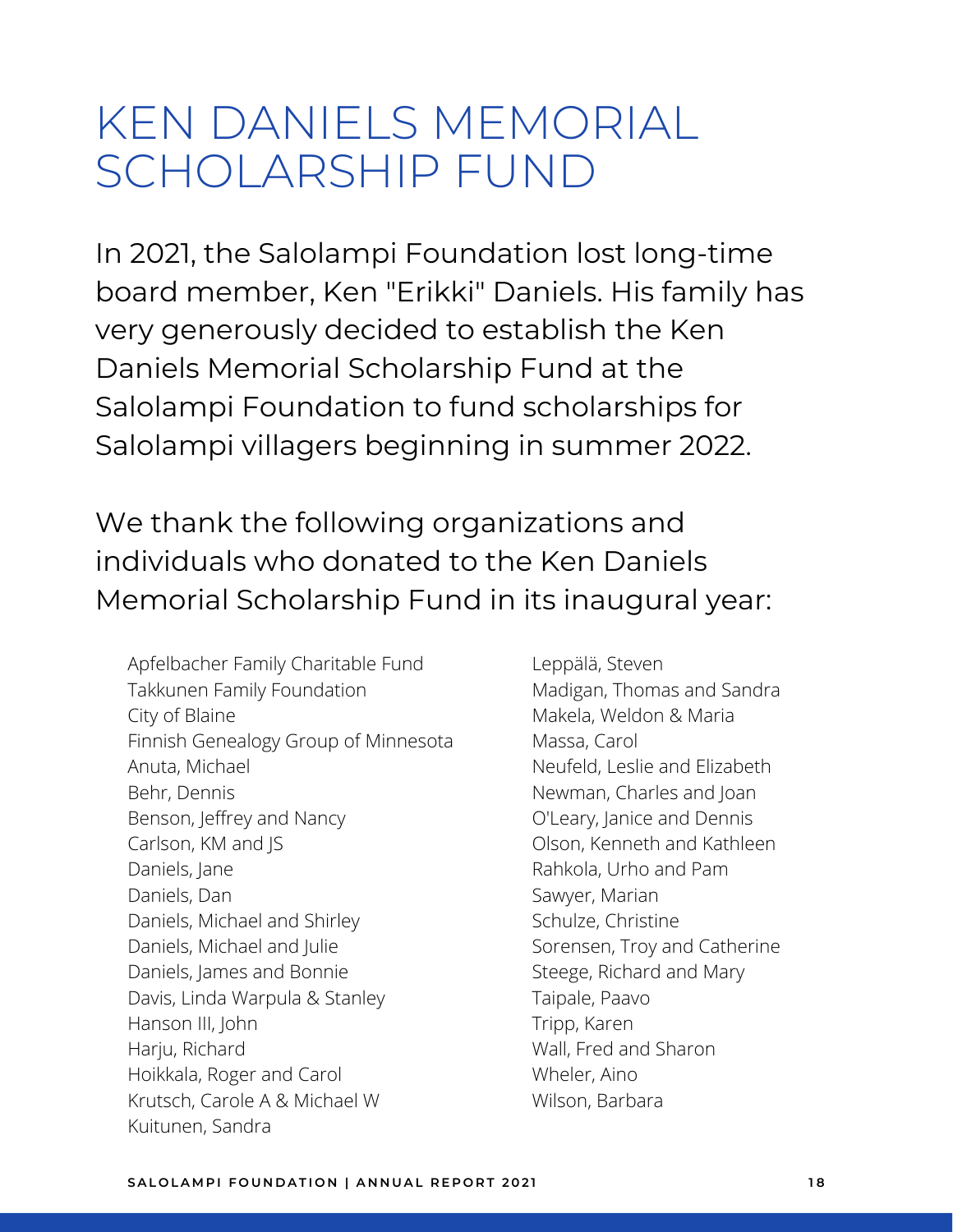# KEN DANIELS MEMORIAL SCHOLARSHIP FUND

In 2021, the Salolampi Foundation lost long-time board member, Ken "Erikki" Daniels. His family has very generously decided to establish the Ken Daniels Memorial Scholarship Fund at the Salolampi Foundation to fund scholarships for Salolampi villagers beginning in summer 2022.

We thank the following organizations and individuals who donated to the Ken Daniels Memorial Scholarship Fund in its inaugural year:

Apfelbacher Family Charitable Fund
Takkunen Family Foundation
City of Blaine
Finnish Genealogy Group of Minnesota
Anuta, Michael
Behr, Dennis
Benson, Jeffrey and Nancy
Carlson, KM and JS
Daniels, Jane
Daniels, Dan
Daniels, Michael and Shirley
Daniels, Michael and Julie
Daniels, James and Bonnie
Davis, Linda Warpula & Stanley
Hanson III, John
Harju, Richard
Hoikkala, Roger and Carol
Krutsch, Carole A & Michael W
Kuitunen, Sandra
Leppälä, Steven
Madigan, Thomas and Sandra
Makela, Weldon & Maria
Massa, Carol
Neufeld, Leslie and Elizabeth
Newman, Charles and Joan
O'Leary, Janice and Dennis
Olson, Kenneth and Kathleen
Rahkola, Urho and Pam
Sawyer, Marian
Schulze, Christine
Sorensen, Troy and Catherine
Steege, Richard and Mary
Taipale, Paavo
Tripp, Karen
Wall, Fred and Sharon
Wheler, Aino
Wilson, Barbara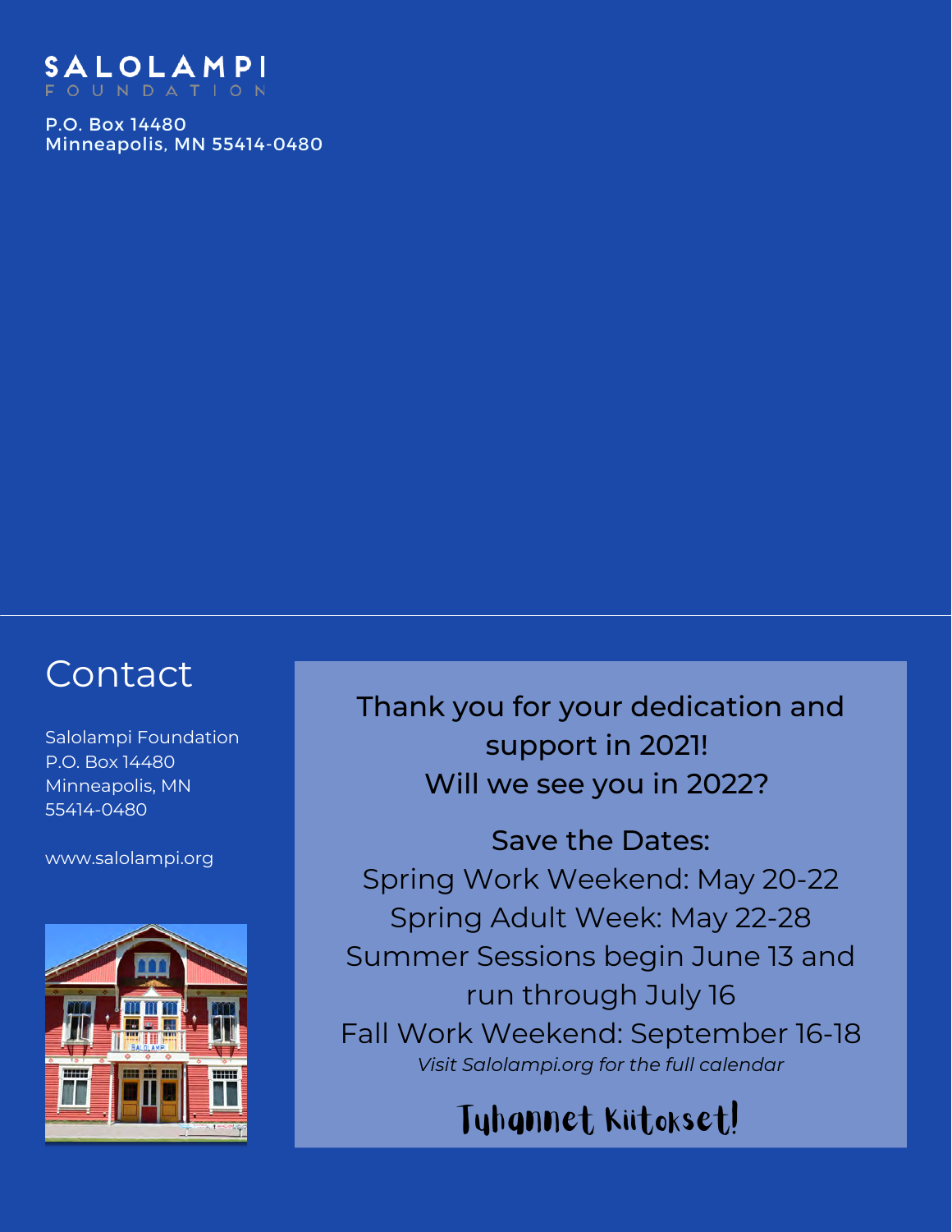**SALOLAMPI**
FOUNDATION

P.O. Box 14480
Minneapolis, MN 55414-0480

## Contact

Salolampi Foundation
P.O. Box 14480
Minneapolis, MN
55414-0480

www.salolampi.org

Thank you for your dedication and support in 2021!
Will we see you in 2022?

Save the Dates:
Spring Work Weekend: May 20-22
Spring Adult Week: May 22-28
Summer Sessions begin June 13 and run through July 16
Fall Work Weekend: September 16-18
*Visit Salolampi.org for the full calendar*

Tuhannet Kiitokset!